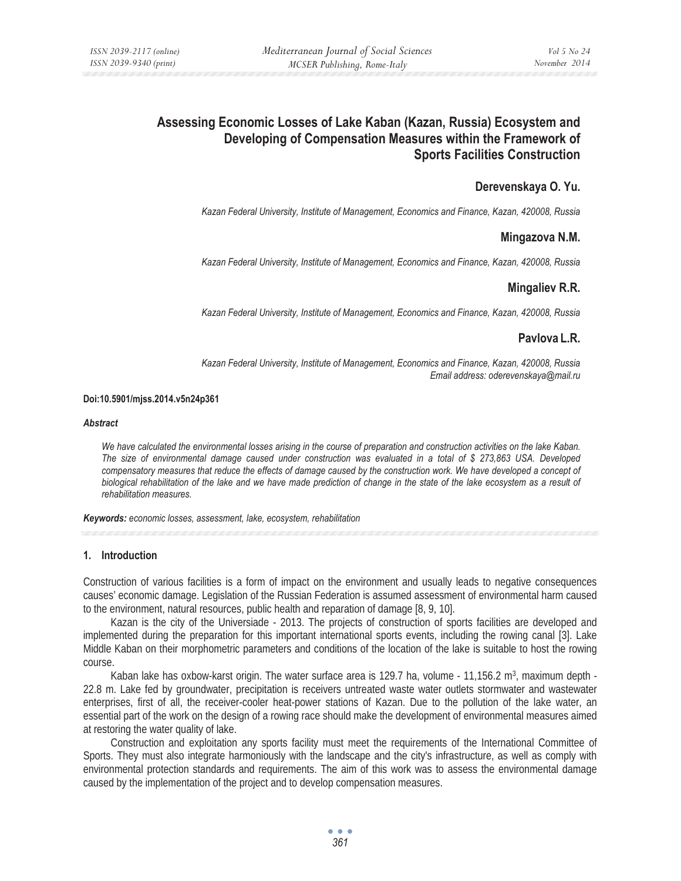# Assessing Economic Losses of Lake Kaban (Kazan, Russia) Ecosystem and Developing of Compensation Measures within the Framework of Sports Facilities Construction

**Derevenskaya O. Yu.**

*Kazan Federal University, Institute of Management, Economics and Finance, Kazan, 420008, Russia*

**Mingazova N.M.**

*Kazan Federal University, Institute of Management, Economics and Finance, Kazan, 420008, Russia*

**Mingaliev R.R.**

*Kazan Federal University, Institute of Management, Economics and Finance, Kazan, 420008, Russia*

**Pavlova L.R.**

*Kazan Federal University, Institute of Management, Economics and Finance, Kazan, 420008, Russia*
*Email address: oderevenskaya@mail.ru*

**Doi:10.5901/mjss.2014.v5n24p361**

***Abstract***

*We have calculated the environmental losses arising in the course of preparation and construction activities on the lake Kaban. The size of environmental damage caused under construction was evaluated in a total of $ 273,863 USA. Developed compensatory measures that reduce the effects of damage caused by the construction work. We have developed a concept of biological rehabilitation of the lake and we have made prediction of change in the state of the lake ecosystem as a result of rehabilitation measures.*

***Keywords:*** *economic losses, assessment, lake, ecosystem, rehabilitation*

## 1. Introduction

Construction of various facilities is a form of impact on the environment and usually leads to negative consequences causes' economic damage. Legislation of the Russian Federation is assumed assessment of environmental harm caused to the environment, natural resources, public health and reparation of damage [8, 9, 10].

Kazan is the city of the Universiade - 2013. The projects of construction of sports facilities are developed and implemented during the preparation for this important international sports events, including the rowing canal [3]. Lake Middle Kaban on their morphometric parameters and conditions of the location of the lake is suitable to host the rowing course.

Kaban lake has oxbow-karst origin. The water surface area is 129.7 ha, volume - 11,156.2 m$^3$, maximum depth - 22.8 m. Lake fed by groundwater, precipitation is receivers untreated waste water outlets stormwater and wastewater enterprises, first of all, the receiver-cooler heat-power stations of Kazan. Due to the pollution of the lake water, an essential part of the work on the design of a rowing race should make the development of environmental measures aimed at restoring the water quality of lake.

Construction and exploitation any sports facility must meet the requirements of the International Committee of Sports. They must also integrate harmoniously with the landscape and the city's infrastructure, as well as comply with environmental protection standards and requirements. The aim of this work was to assess the environmental damage caused by the implementation of the project and to develop compensation measures.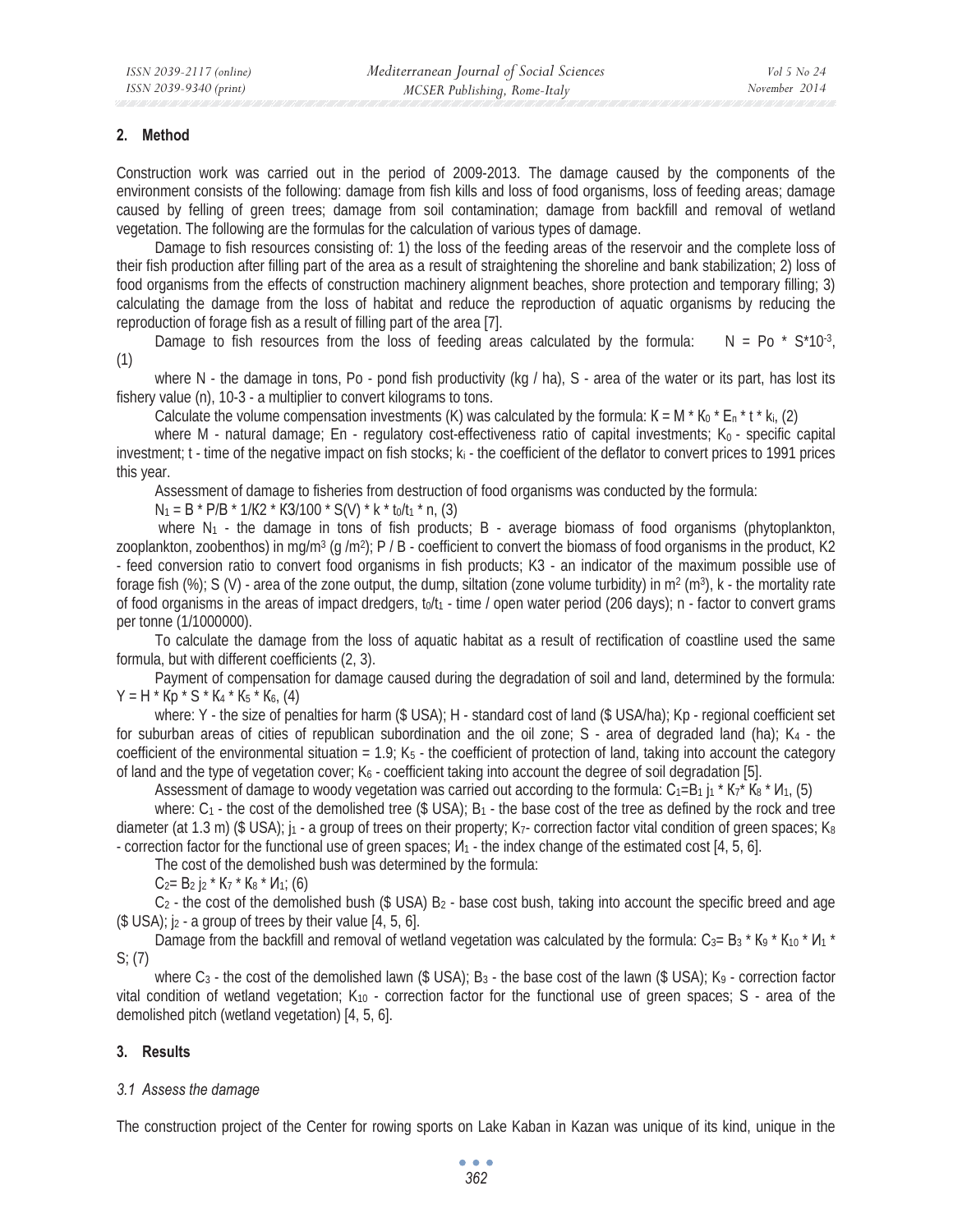## 2. Method

Construction work was carried out in the period of 2009-2013. The damage caused by the components of the environment consists of the following: damage from fish kills and loss of food organisms, loss of feeding areas; damage caused by felling of green trees; damage from soil contamination; damage from backfill and removal of wetland vegetation. The following are the formulas for the calculation of various types of damage.

Damage to fish resources consisting of: 1) the loss of the feeding areas of the reservoir and the complete loss of their fish production after filling part of the area as a result of straightening the shoreline and bank stabilization; 2) loss of food organisms from the effects of construction machinery alignment beaches, shore protection and temporary filling; 3) calculating the damage from the loss of habitat and reduce the reproduction of aquatic organisms by reducing the reproduction of forage fish as a result of filling part of the area [7].

Damage to fish resources from the loss of feeding areas calculated by the formula: $N = Po * S*10^{-3}$, (1)

where N - the damage in tons, Po - pond fish productivity (kg / ha), S - area of the water or its part, has lost its fishery value (n), $10^{-3}$ - a multiplier to convert kilograms to tons.

Calculate the volume compensation investments (K) was calculated by the formula: $K = M * K_0 * E_n * t * k_i$, (2)

where M - natural damage; En - regulatory cost-effectiveness ratio of capital investments; $K_0$ - specific capital investment; t - time of the negative impact on fish stocks; $k_i$ - the coefficient of the deflator to convert prices to 1991 prices this year.

Assessment of damage to fisheries from destruction of food organisms was conducted by the formula:

$N_1 = B * P/B * 1/K2 * K3/100 * S(V) * k * t_0/t_1 * n$, (3)

where $N_1$ - the damage in tons of fish products; B - average biomass of food organisms (phytoplankton, zooplankton, zoobenthos) in mg/m$^3$ (g /m$^2$); P / B - coefficient to convert the biomass of food organisms in the product, K2 - feed conversion ratio to convert food organisms in fish products; K3 - an indicator of the maximum possible use of forage fish (%); S (V) - area of the zone output, the dump, siltation (zone volume turbidity) in m$^2$ (m$^3$), k - the mortality rate of food organisms in the areas of impact dredgers, $t_0/t_1$ - time / open water period (206 days); n - factor to convert grams per tonne (1/1000000).

To calculate the damage from the loss of aquatic habitat as a result of rectification of coastline used the same formula, but with different coefficients (2, 3).

Payment of compensation for damage caused during the degradation of soil and land, determined by the formula: $Y = H * Kp * S * K_4 * K_5 * K_6$, (4)

where: Y - the size of penalties for harm ($ USA); H - standard cost of land ($ USA/ha); Kp - regional coefficient set for suburban areas of cities of republican subordination and the oil zone; S - area of degraded land (ha); $K_4$ - the coefficient of the environmental situation = 1.9; $K_5$ - the coefficient of protection of land, taking into account the category of land and the type of vegetation cover; $K_6$ - coefficient taking into account the degree of soil degradation [5].

Assessment of damage to woody vegetation was carried out according to the formula: $C_1=B_1\, j_1 * K_7 * K_8 * И_1$, (5)

where: $C_1$ - the cost of the demolished tree ($ USA); $B_1$ - the base cost of the tree as defined by the rock and tree diameter (at 1.3 m) ($ USA); $j_1$ - a group of trees on their property; $K_7$- correction factor vital condition of green spaces; $K_8$ - correction factor for the functional use of green spaces; $И_1$ - the index change of the estimated cost [4, 5, 6].

The cost of the demolished bush was determined by the formula:

$C_2= B_2\, j_2 * K_7 * K_8 * И_1$; (6)

$C_2$ - the cost of the demolished bush ($ USA) $B_2$ - base cost bush, taking into account the specific breed and age ($ USA); $j_2$ - a group of trees by their value [4, 5, 6].

Damage from the backfill and removal of wetland vegetation was calculated by the formula: $C_3= B_3 * K_9 * K_{10} * И_1 * S$; (7)

where $C_3$ - the cost of the demolished lawn ($ USA); $B_3$ - the base cost of the lawn ($ USA); $K_9$ - correction factor vital condition of wetland vegetation; $K_{10}$ - correction factor for the functional use of green spaces; S - area of the demolished pitch (wetland vegetation) [4, 5, 6].

## 3. Results

### *3.1 Assess the damage*

The construction project of the Center for rowing sports on Lake Kaban in Kazan was unique of its kind, unique in the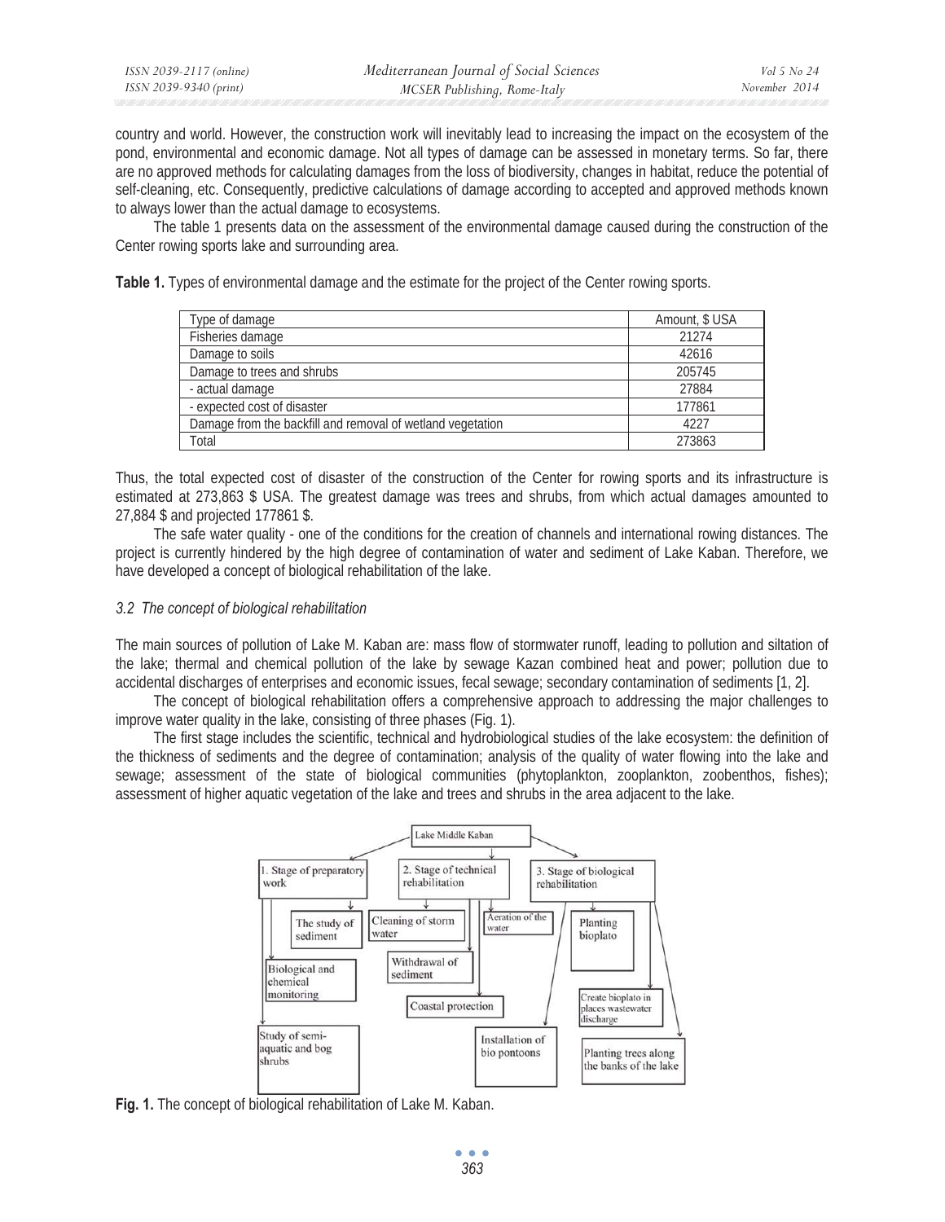country and world. However, the construction work will inevitably lead to increasing the impact on the ecosystem of the pond, environmental and economic damage. Not all types of damage can be assessed in monetary terms. So far, there are no approved methods for calculating damages from the loss of biodiversity, changes in habitat, reduce the potential of self-cleaning, etc. Consequently, predictive calculations of damage according to accepted and approved methods known to always lower than the actual damage to ecosystems.

The table 1 presents data on the assessment of the environmental damage caused during the construction of the Center rowing sports lake and surrounding area.

**Table 1.** Types of environmental damage and the estimate for the project of the Center rowing sports.

| Type of damage | Amount, $ USA |
|---|---|
| Fisheries damage | 21274 |
| Damage to soils | 42616 |
| Damage to trees and shrubs | 205745 |
| - actual damage | 27884 |
| - expected cost of disaster | 177861 |
| Damage from the backfill and removal of wetland vegetation | 4227 |
| Total | 273863 |

Thus, the total expected cost of disaster of the construction of the Center for rowing sports and its infrastructure is estimated at 273,863 $ USA. The greatest damage was trees and shrubs, from which actual damages amounted to 27,884 $ and projected 177861 $.

The safe water quality - one of the conditions for the creation of channels and international rowing distances. The project is currently hindered by the high degree of contamination of water and sediment of Lake Kaban. Therefore, we have developed a concept of biological rehabilitation of the lake.

### *3.2 The concept of biological rehabilitation*

The main sources of pollution of Lake M. Kaban are: mass flow of stormwater runoff, leading to pollution and siltation of the lake; thermal and chemical pollution of the lake by sewage Kazan combined heat and power; pollution due to accidental discharges of enterprises and economic issues, fecal sewage; secondary contamination of sediments [1, 2].

The concept of biological rehabilitation offers a comprehensive approach to addressing the major challenges to improve water quality in the lake, consisting of three phases (Fig. 1).

The first stage includes the scientific, technical and hydrobiological studies of the lake ecosystem: the definition of the thickness of sediments and the degree of contamination; analysis of the quality of water flowing into the lake and sewage; assessment of the state of biological communities (phytoplankton, zooplankton, zoobenthos, fishes); assessment of higher aquatic vegetation of the lake and trees and shrubs in the area adjacent to the lake.

Lake Middle Kaban

1. Stage of preparatory work: The study of sediment; Biological and chemical monitoring; Study of semi-aquatic and bog shrubs

2. Stage of technical rehabilitation: Cleaning of storm water; Aeration of the water; Withdrawal of sediment; Coastal protection

3. Stage of biological rehabilitation: Planting bioplato; Create bioplato in places wastewater discharge; Installation of bio pontoons; Planting trees along the banks of the lake

**Fig. 1.** The concept of biological rehabilitation of Lake M. Kaban.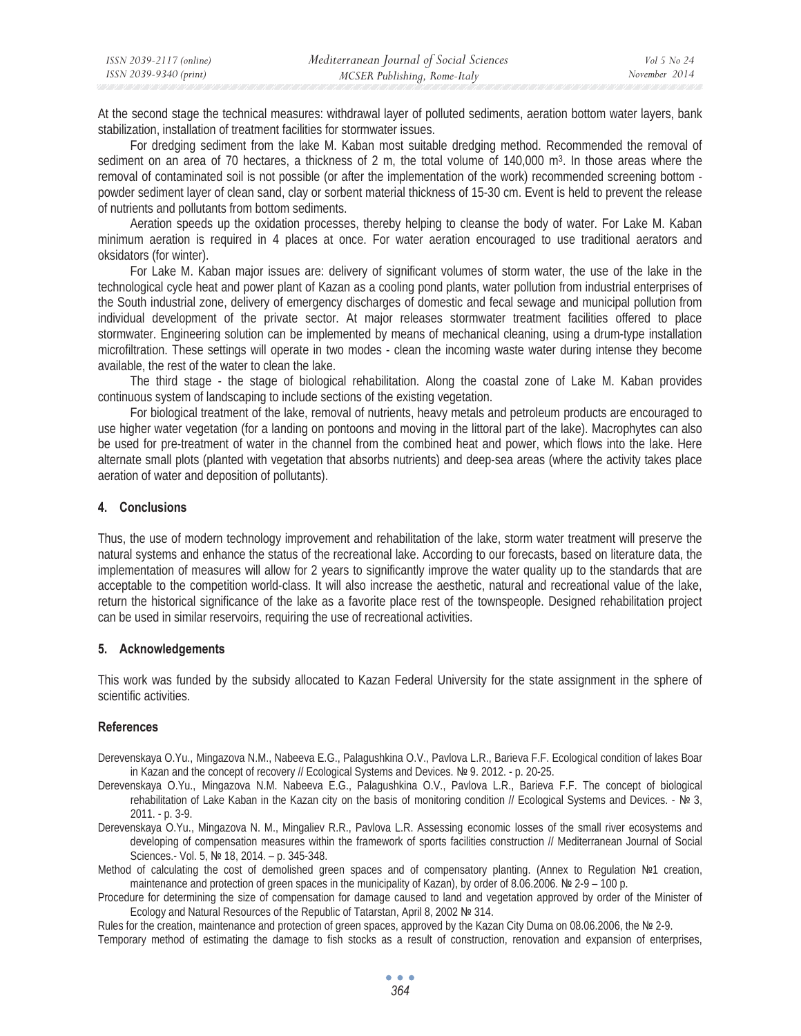At the second stage the technical measures: withdrawal layer of polluted sediments, aeration bottom water layers, bank stabilization, installation of treatment facilities for stormwater issues.

For dredging sediment from the lake M. Kaban most suitable dredging method. Recommended the removal of sediment on an area of 70 hectares, a thickness of 2 m, the total volume of 140,000 m$^3$. In those areas where the removal of contaminated soil is not possible (or after the implementation of the work) recommended screening bottom - powder sediment layer of clean sand, clay or sorbent material thickness of 15-30 cm. Event is held to prevent the release of nutrients and pollutants from bottom sediments.

Aeration speeds up the oxidation processes, thereby helping to cleanse the body of water. For Lake M. Kaban minimum aeration is required in 4 places at once. For water aeration encouraged to use traditional aerators and oksidators (for winter).

For Lake M. Kaban major issues are: delivery of significant volumes of storm water, the use of the lake in the technological cycle heat and power plant of Kazan as a cooling pond plants, water pollution from industrial enterprises of the South industrial zone, delivery of emergency discharges of domestic and fecal sewage and municipal pollution from individual development of the private sector. At major releases stormwater treatment facilities offered to place stormwater. Engineering solution can be implemented by means of mechanical cleaning, using a drum-type installation microfiltration. These settings will operate in two modes - clean the incoming waste water during intense they become available, the rest of the water to clean the lake.

The third stage - the stage of biological rehabilitation. Along the coastal zone of Lake M. Kaban provides continuous system of landscaping to include sections of the existing vegetation.

For biological treatment of the lake, removal of nutrients, heavy metals and petroleum products are encouraged to use higher water vegetation (for a landing on pontoons and moving in the littoral part of the lake). Macrophytes can also be used for pre-treatment of water in the channel from the combined heat and power, which flows into the lake. Here alternate small plots (planted with vegetation that absorbs nutrients) and deep-sea areas (where the activity takes place aeration of water and deposition of pollutants).

## 4. Conclusions

Thus, the use of modern technology improvement and rehabilitation of the lake, storm water treatment will preserve the natural systems and enhance the status of the recreational lake. According to our forecasts, based on literature data, the implementation of measures will allow for 2 years to significantly improve the water quality up to the standards that are acceptable to the competition world-class. It will also increase the aesthetic, natural and recreational value of the lake, return the historical significance of the lake as a favorite place rest of the townspeople. Designed rehabilitation project can be used in similar reservoirs, requiring the use of recreational activities.

## 5. Acknowledgements

This work was funded by the subsidy allocated to Kazan Federal University for the state assignment in the sphere of scientific activities.

## References

Derevenskaya O.Yu., Mingazova N.M., Nabeeva E.G., Palagushkina O.V., Pavlova L.R., Barieva F.F. Ecological condition of lakes Boar in Kazan and the concept of recovery // Ecological Systems and Devices. № 9. 2012. - p. 20-25.

Derevenskaya O.Yu., Mingazova N.M. Nabeeva E.G., Palagushkina O.V., Pavlova L.R., Barieva F.F. The concept of biological rehabilitation of Lake Kaban in the Kazan city on the basis of monitoring condition // Ecological Systems and Devices. - № 3, 2011. - p. 3-9.

Derevenskaya O.Yu., Mingazova N. M., Mingaliev R.R., Pavlova L.R. Assessing economic losses of the small river ecosystems and developing of compensation measures within the framework of sports facilities construction // Mediterranean Journal of Social Sciences.- Vol. 5, № 18, 2014. – p. 345-348.

Method of calculating the cost of demolished green spaces and of compensatory planting. (Annex to Regulation №1 creation, maintenance and protection of green spaces in the municipality of Kazan), by order of 8.06.2006. № 2-9 – 100 p.

Procedure for determining the size of compensation for damage caused to land and vegetation approved by order of the Minister of Ecology and Natural Resources of the Republic of Tatarstan, April 8, 2002 № 314.

Rules for the creation, maintenance and protection of green spaces, approved by the Kazan City Duma on 08.06.2006, the № 2-9.

Temporary method of estimating the damage to fish stocks as a result of construction, renovation and expansion of enterprises,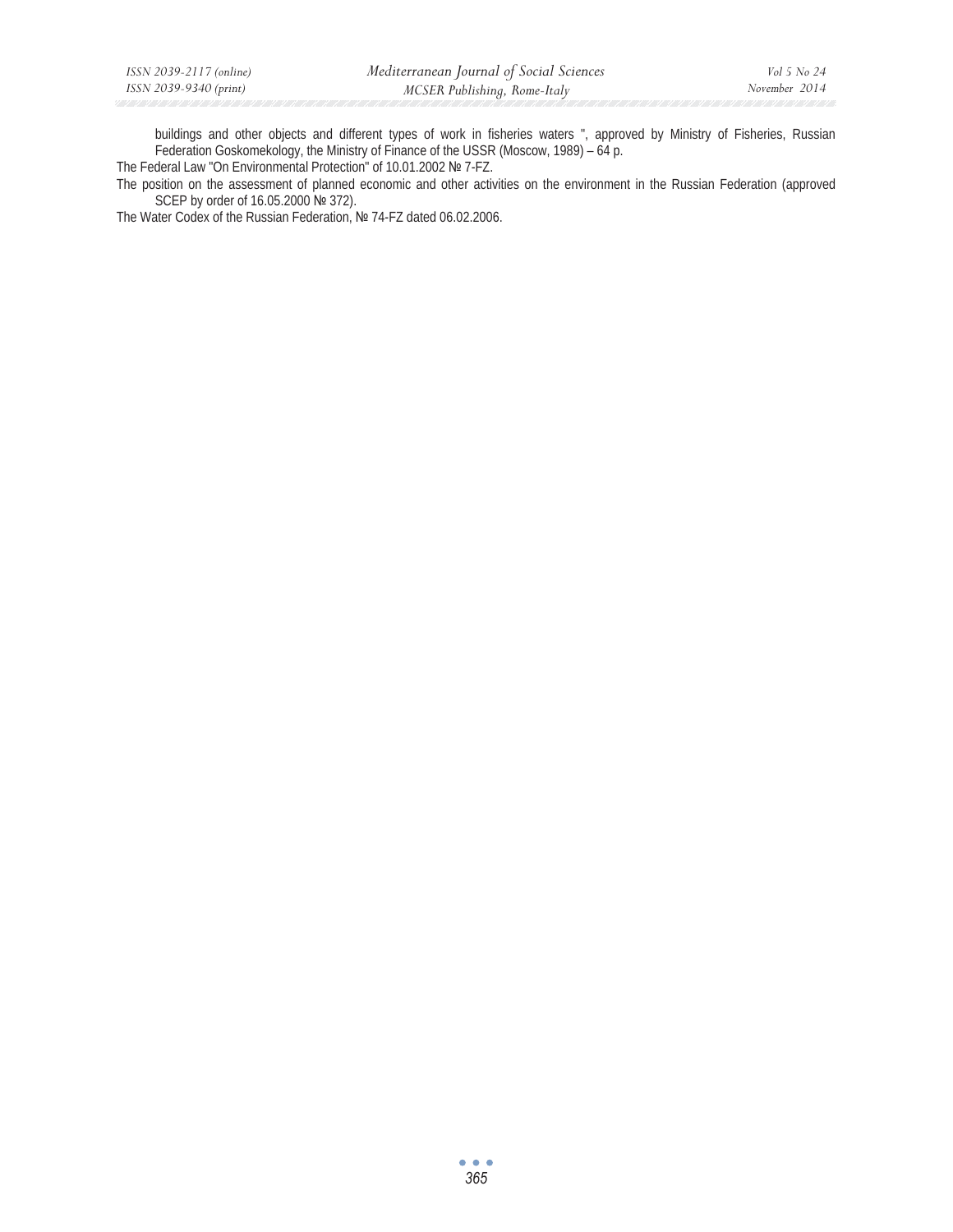buildings and other objects and different types of work in fisheries waters ", approved by Ministry of Fisheries, Russian Federation Goskomekology, the Ministry of Finance of the USSR (Moscow, 1989) – 64 p.

The Federal Law "On Environmental Protection" of 10.01.2002 № 7-FZ.

The position on the assessment of planned economic and other activities on the environment in the Russian Federation (approved SCEP by order of 16.05.2000 № 372).

The Water Codex of the Russian Federation, № 74-FZ dated 06.02.2006.